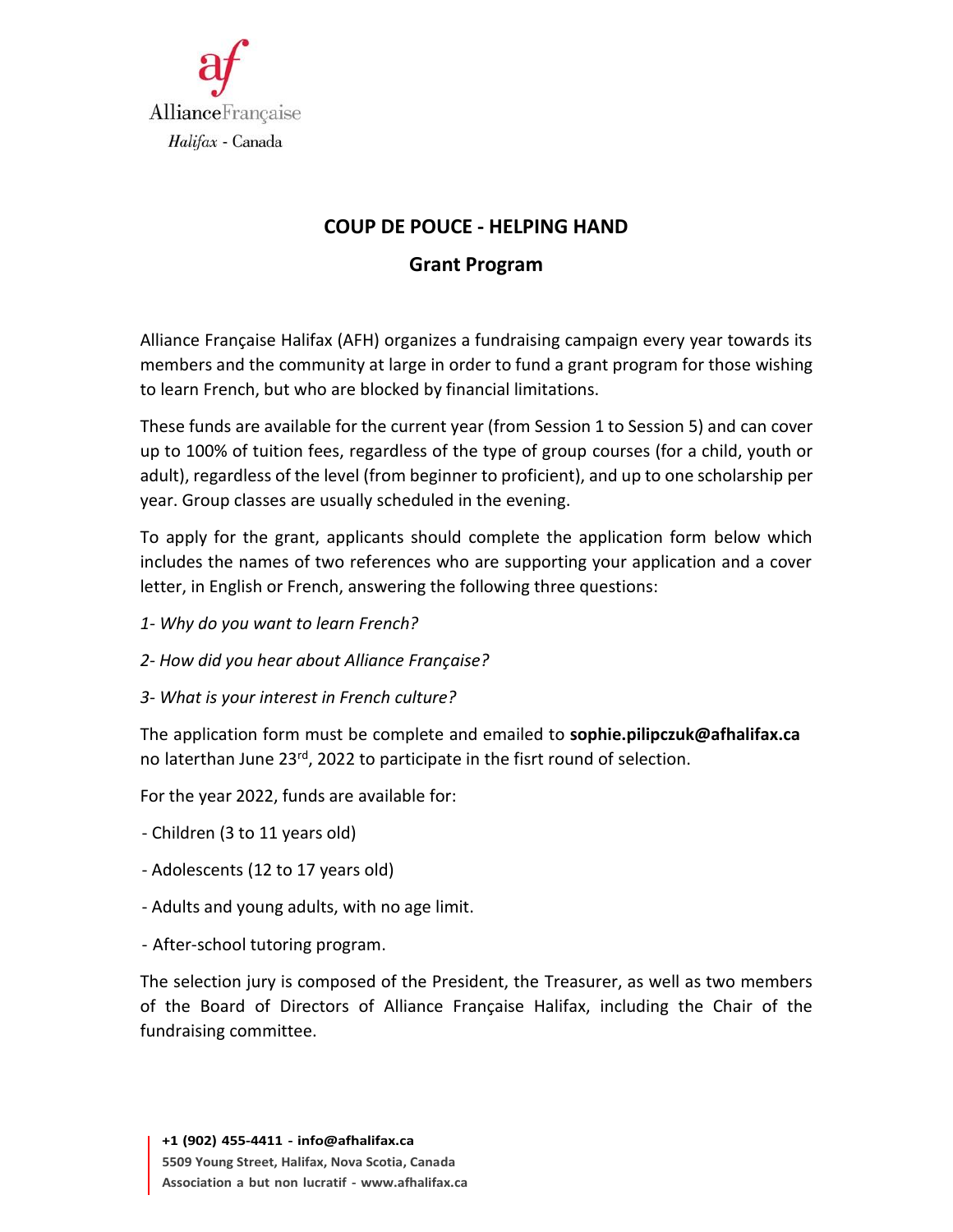Alliance Française
*Halifax* - Canada

# COUP DE POUCE - HELPING HAND

## Grant Program

Alliance Française Halifax (AFH) organizes a fundraising campaign every year towards its members and the community at large in order to fund a grant program for those wishing to learn French, but who are blocked by financial limitations.

These funds are available for the current year (from Session 1 to Session 5) and can cover up to 100% of tuition fees, regardless of the type of group courses (for a child, youth or adult), regardless of the level (from beginner to proficient), and up to one scholarship per year. Group classes are usually scheduled in the evening.

To apply for the grant, applicants should complete the application form below which includes the names of two references who are supporting your application and a cover letter, in English or French, answering the following three questions:

*1- Why do you want to learn French?*

*2- How did you hear about Alliance Française?*

*3- What is your interest in French culture?*

The application form must be complete and emailed to **sophie.pilipczuk@afhalifax.ca** no laterthan June 23rd, 2022 to participate in the fisrt round of selection.

For the year 2022, funds are available for:

- Children (3 to 11 years old)
- Adolescents (12 to 17 years old)
- Adults and young adults, with no age limit.
- After-school tutoring program.

The selection jury is composed of the President, the Treasurer, as well as two members of the Board of Directors of Alliance Française Halifax, including the Chair of the fundraising committee.

**+1 (902) 455-4411 - info@afhalifax.ca**
**5509 Young Street, Halifax, Nova Scotia, Canada**
**Association a but non lucratif - www.afhalifax.ca**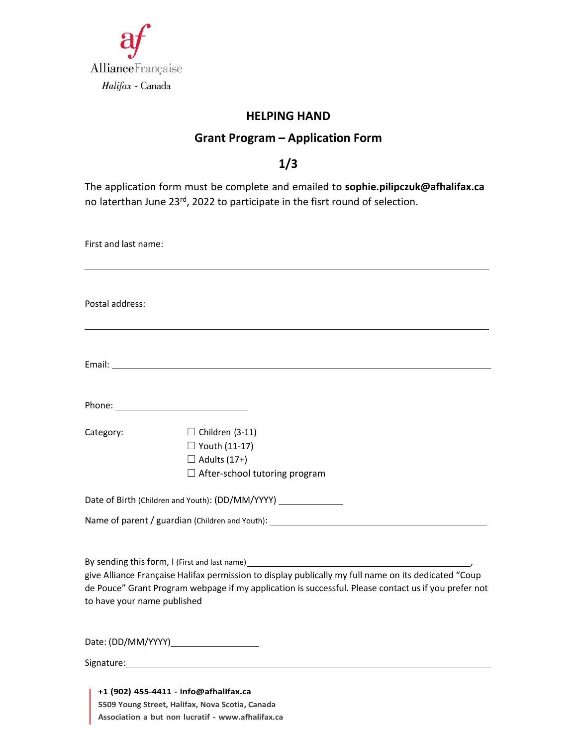Alliance Française
*Halifax* - Canada

# HELPING HAND

## Grant Program – Application Form

## 1/3

The application form must be complete and emailed to **sophie.pilipczuk@afhalifax.ca** no laterthan June 23rd, 2022 to participate in the fisrt round of selection.

First and last name:

______________________________________________________________________

Postal address:

______________________________________________________________________

Email: ______________________________________________________________

Phone: ______________________

Category:
- ☐ Children (3-11)
- ☐ Youth (11-17)
- ☐ Adults (17+)
- ☐ After-school tutoring program

Date of Birth (Children and Youth): (DD/MM/YYYY) ____________

Name of parent / guardian (Children and Youth): ______________________________________

By sending this form, I (First and last name)______________________________________, give Alliance Française Halifax permission to display publically my full name on its dedicated "Coup de Pouce" Grant Program webpage if my application is successful. Please contact us if you prefer not to have your name published

Date: (DD/MM/YYYY)________________

Signature:____________________________________________________________

**+1 (902) 455-4411 - info@afhalifax.ca**
**5509 Young Street, Halifax, Nova Scotia, Canada**
**Association a but non lucratif - www.afhalifax.ca**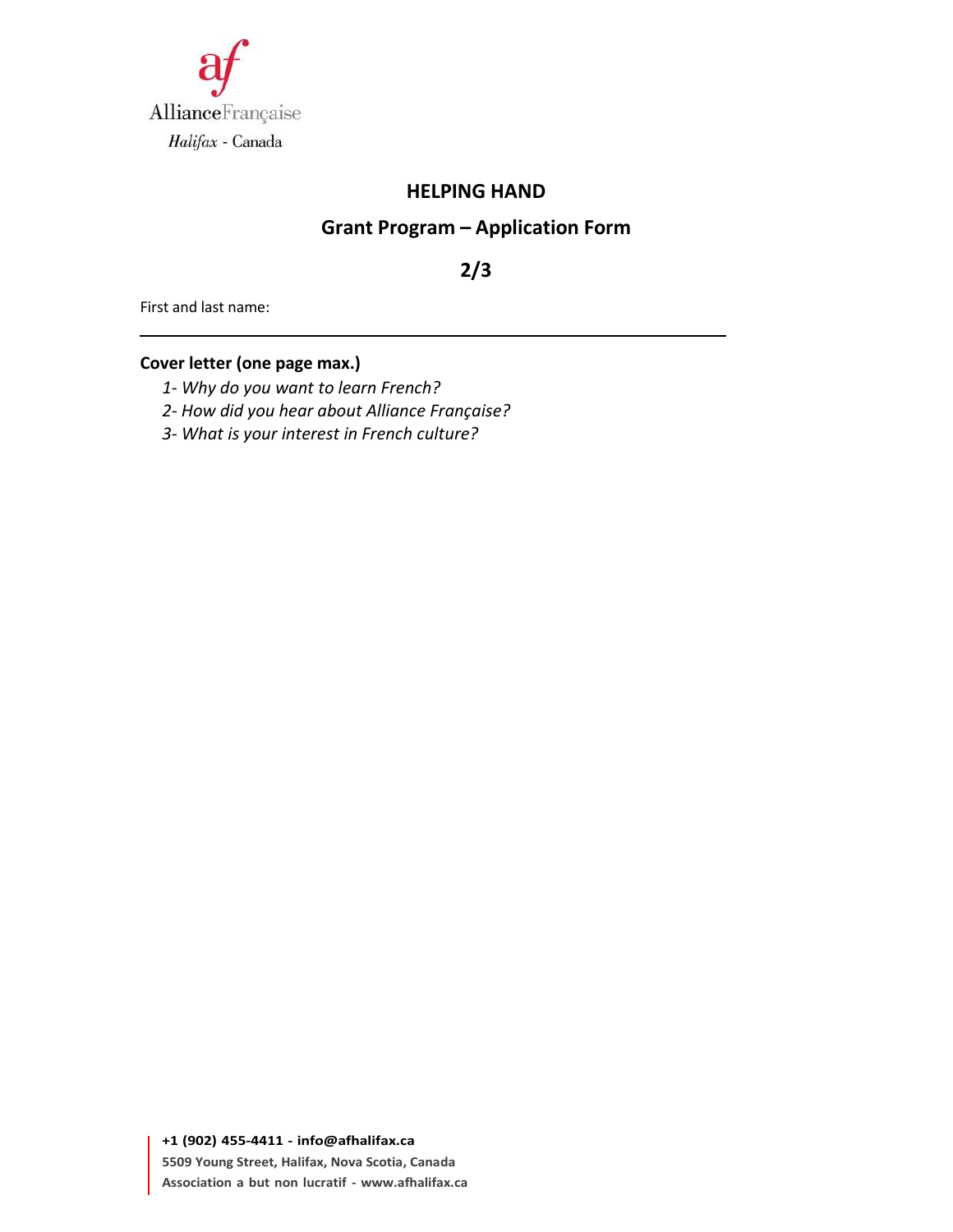# HELPING HAND

## Grant Program – Application Form

## 2/3

First and last name:

---

**Cover letter (one page max.)**

1- *Why do you want to learn French?*
2- *How did you hear about Alliance Française?*
3- *What is your interest in French culture?*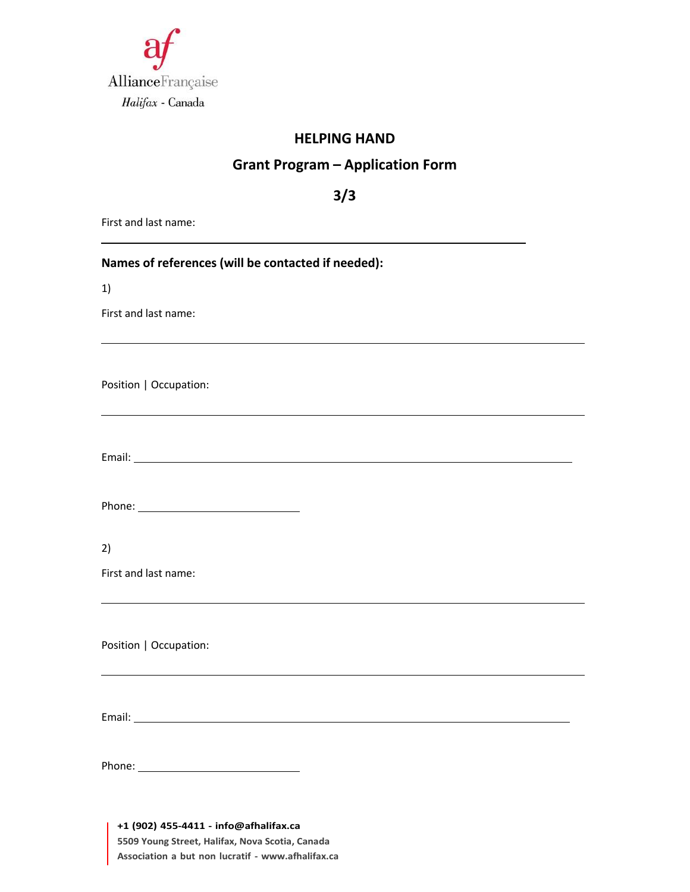Alliance Française
*Halifax* - Canada

## HELPING HAND

## Grant Program – Application Form

## 3/3

First and last name:

______________________________________________

**Names of references (will be contacted if needed):**

1)

First and last name:

______________________________________________

Position | Occupation:

______________________________________________

Email: ______________________________________________

Phone: ______________________

2)

First and last name:

______________________________________________

Position | Occupation:

______________________________________________

Email: ______________________________________________

Phone: ______________________

**+1 (902) 455-4411 - info@afhalifax.ca**
**5509 Young Street, Halifax, Nova Scotia, Canada**
**Association a but non lucratif - www.afhalifax.ca**